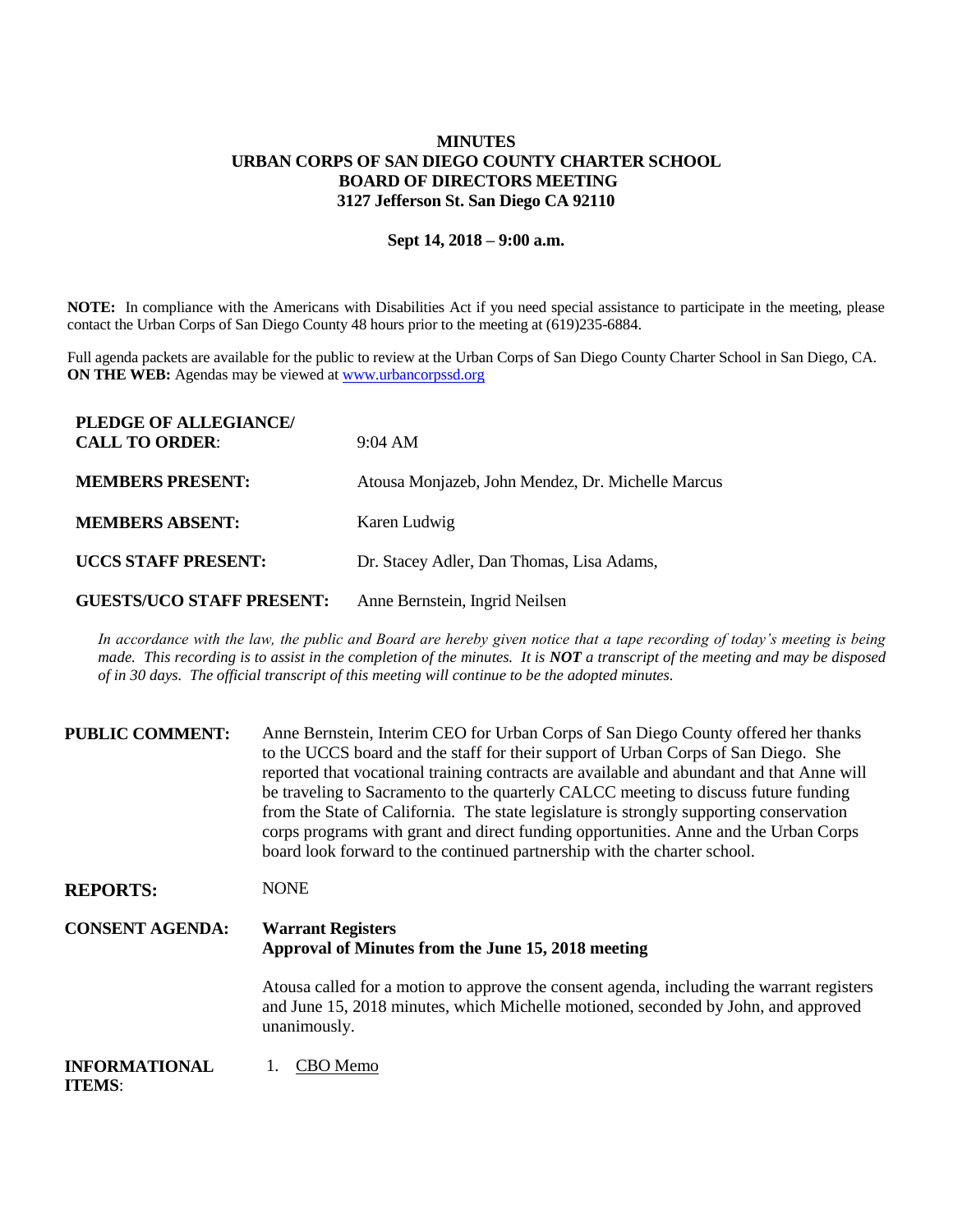# MINUTES
## URBAN CORPS OF SAN DIEGO COUNTY CHARTER SCHOOL
## BOARD OF DIRECTORS MEETING
## 3127 Jefferson St. San Diego CA 92110

**Sept 14, 2018 – 9:00 a.m.**

**NOTE:** In compliance with the Americans with Disabilities Act if you need special assistance to participate in the meeting, please contact the Urban Corps of San Diego County 48 hours prior to the meeting at (619)235-6884.

Full agenda packets are available for the public to review at the Urban Corps of San Diego County Charter School in San Diego, CA. **ON THE WEB:** Agendas may be viewed at www.urbancorpssd.org

| | |
|---|---|
| **PLEDGE OF ALLEGIANCE/ CALL TO ORDER**: | 9:04 AM |
| **MEMBERS PRESENT:** | Atousa Monjazeb, John Mendez, Dr. Michelle Marcus |
| **MEMBERS ABSENT:** | Karen Ludwig |
| **UCCS STAFF PRESENT:** | Dr. Stacey Adler, Dan Thomas, Lisa Adams, |
| **GUESTS/UCO STAFF PRESENT:** | Anne Bernstein, Ingrid Neilsen |

*In accordance with the law, the public and Board are hereby given notice that a tape recording of today's meeting is being made. This recording is to assist in the completion of the minutes. It is **NOT** a transcript of the meeting and may be disposed of in 30 days. The official transcript of this meeting will continue to be the adopted minutes.*

**PUBLIC COMMENT:** Anne Bernstein, Interim CEO for Urban Corps of San Diego County offered her thanks to the UCCS board and the staff for their support of Urban Corps of San Diego. She reported that vocational training contracts are available and abundant and that Anne will be traveling to Sacramento to the quarterly CALCC meeting to discuss future funding from the State of California. The state legislature is strongly supporting conservation corps programs with grant and direct funding opportunities. Anne and the Urban Corps board look forward to the continued partnership with the charter school.

**REPORTS:** NONE

**CONSENT AGENDA:** **Warrant Registers**
**Approval of Minutes from the June 15, 2018 meeting**

Atousa called for a motion to approve the consent agenda, including the warrant registers and June 15, 2018 minutes, which Michelle motioned, seconded by John, and approved unanimously.

**INFORMATIONAL ITEMS**:

1. CBO Memo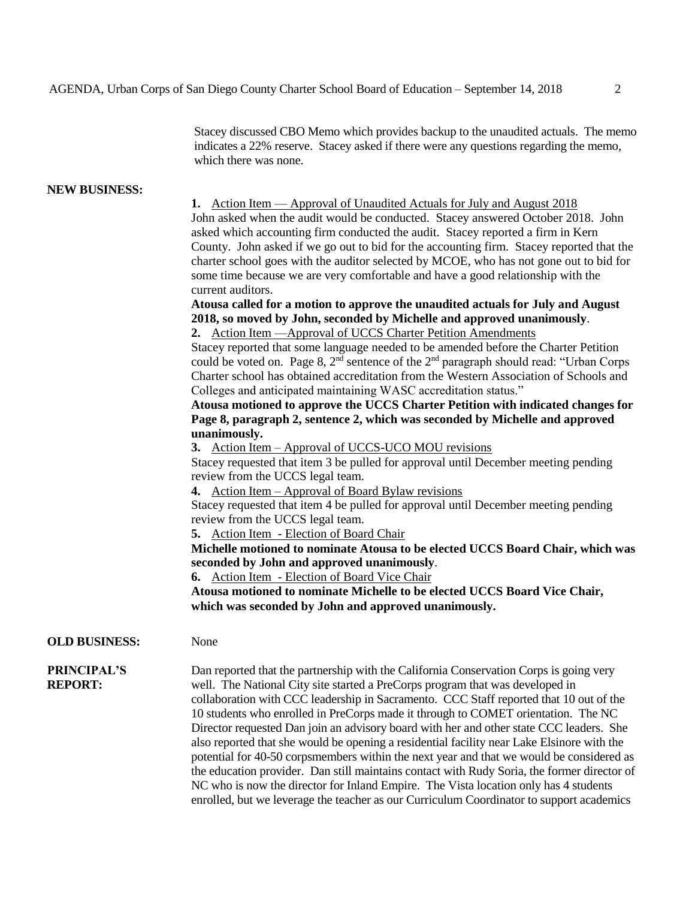Stacey discussed CBO Memo which provides backup to the unaudited actuals. The memo indicates a 22% reserve. Stacey asked if there were any questions regarding the memo, which there was none.

**NEW BUSINESS:**

1. Action Item — Approval of Unaudited Actuals for July and August 2018

John asked when the audit would be conducted. Stacey answered October 2018. John asked which accounting firm conducted the audit. Stacey reported a firm in Kern County. John asked if we go out to bid for the accounting firm. Stacey reported that the charter school goes with the auditor selected by MCOE, who has not gone out to bid for some time because we are very comfortable and have a good relationship with the current auditors.

**Atousa called for a motion to approve the unaudited actuals for July and August 2018, so moved by John, seconded by Michelle and approved unanimously**.

2. Action Item —Approval of UCCS Charter Petition Amendments

Stacey reported that some language needed to be amended before the Charter Petition could be voted on. Page 8, 2nd sentence of the 2nd paragraph should read: "Urban Corps Charter school has obtained accreditation from the Western Association of Schools and Colleges and anticipated maintaining WASC accreditation status."

**Atousa motioned to approve the UCCS Charter Petition with indicated changes for Page 8, paragraph 2, sentence 2, which was seconded by Michelle and approved unanimously.**

3. Action Item – Approval of UCCS-UCO MOU revisions

Stacey requested that item 3 be pulled for approval until December meeting pending review from the UCCS legal team.

4. Action Item – Approval of Board Bylaw revisions

Stacey requested that item 4 be pulled for approval until December meeting pending review from the UCCS legal team.

5. Action Item - Election of Board Chair

**Michelle motioned to nominate Atousa to be elected UCCS Board Chair, which was seconded by John and approved unanimously**.

6. Action Item - Election of Board Vice Chair

**Atousa motioned to nominate Michelle to be elected UCCS Board Vice Chair, which was seconded by John and approved unanimously.**

**OLD BUSINESS:** None

**PRINCIPAL'S REPORT:**

Dan reported that the partnership with the California Conservation Corps is going very well. The National City site started a PreCorps program that was developed in collaboration with CCC leadership in Sacramento. CCC Staff reported that 10 out of the 10 students who enrolled in PreCorps made it through to COMET orientation. The NC Director requested Dan join an advisory board with her and other state CCC leaders. She also reported that she would be opening a residential facility near Lake Elsinore with the potential for 40-50 corpsmembers within the next year and that we would be considered as the education provider. Dan still maintains contact with Rudy Soria, the former director of NC who is now the director for Inland Empire. The Vista location only has 4 students enrolled, but we leverage the teacher as our Curriculum Coordinator to support academics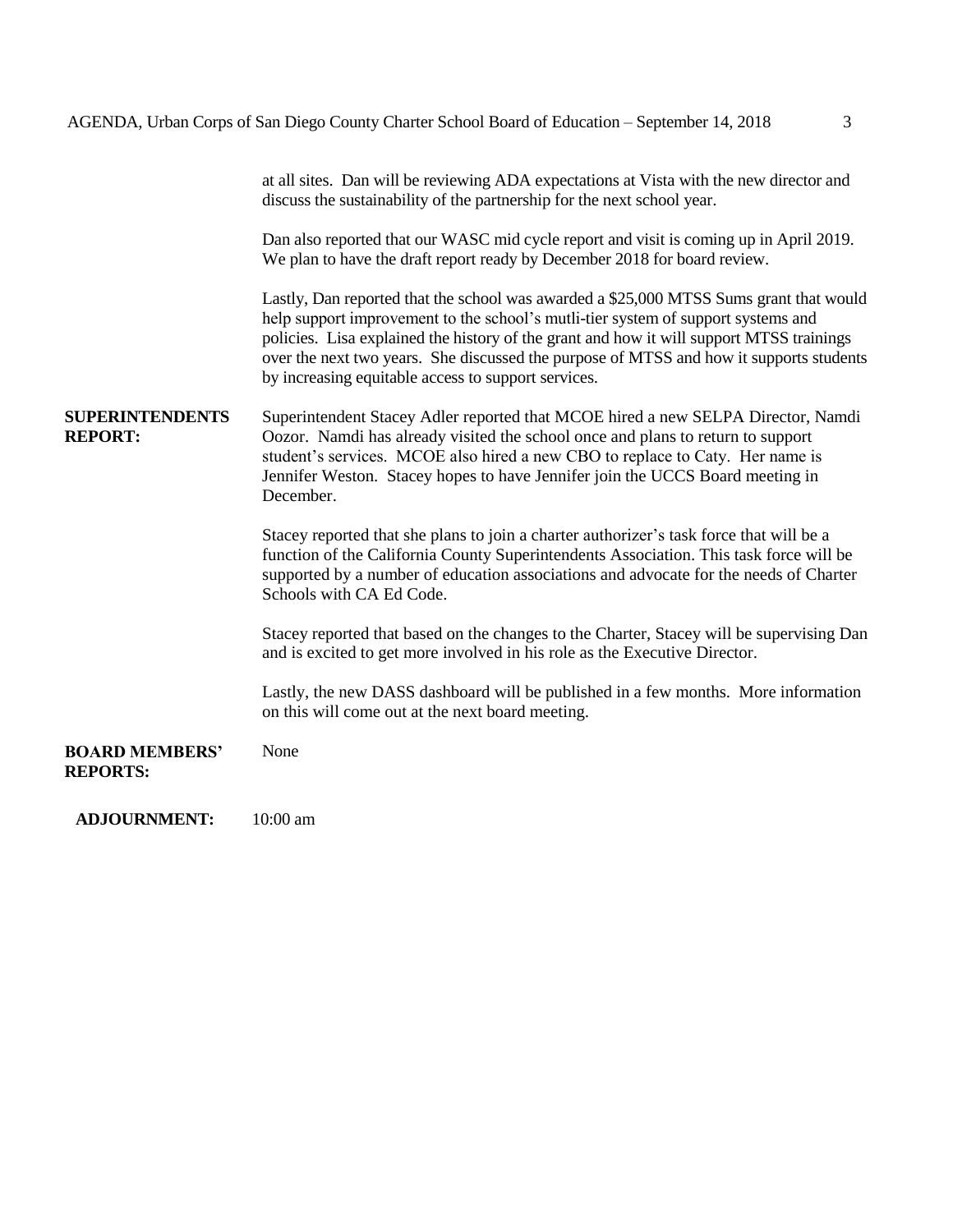at all sites. Dan will be reviewing ADA expectations at Vista with the new director and discuss the sustainability of the partnership for the next school year.

Dan also reported that our WASC mid cycle report and visit is coming up in April 2019. We plan to have the draft report ready by December 2018 for board review.

Lastly, Dan reported that the school was awarded a $25,000 MTSS Sums grant that would help support improvement to the school's mutli-tier system of support systems and policies. Lisa explained the history of the grant and how it will support MTSS trainings over the next two years. She discussed the purpose of MTSS and how it supports students by increasing equitable access to support services.

**SUPERINTENDENTS REPORT:**

Superintendent Stacey Adler reported that MCOE hired a new SELPA Director, Namdi Oozor. Namdi has already visited the school once and plans to return to support student's services. MCOE also hired a new CBO to replace to Caty. Her name is Jennifer Weston. Stacey hopes to have Jennifer join the UCCS Board meeting in December.

Stacey reported that she plans to join a charter authorizer's task force that will be a function of the California County Superintendents Association. This task force will be supported by a number of education associations and advocate for the needs of Charter Schools with CA Ed Code.

Stacey reported that based on the changes to the Charter, Stacey will be supervising Dan and is excited to get more involved in his role as the Executive Director.

Lastly, the new DASS dashboard will be published in a few months. More information on this will come out at the next board meeting.

**BOARD MEMBERS' REPORTS:**

None

**ADJOURNMENT:** 10:00 am